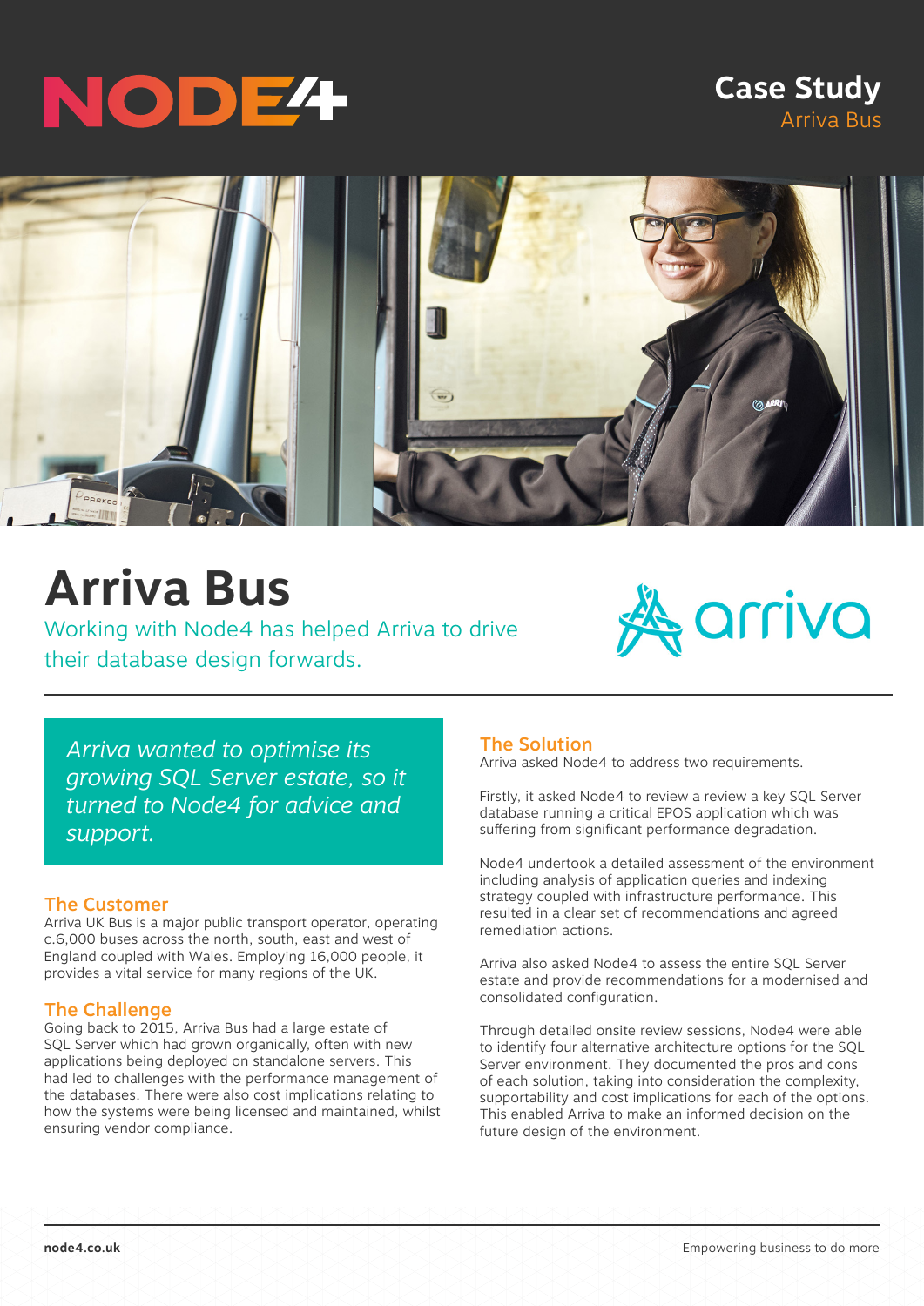# Case Study

Arriva Bus

# Arriva Bus

Working with Node4 has helped Arriva to drive their database design forwards.

*Arriva wanted to optimise its growing SQL Server estate, so it turned to Node4 for advice and support.*

## The Customer

Arriva UK Bus is a major public transport operator, operating c.6,000 buses across the north, south, east and west of England coupled with Wales. Employing 16,000 people, it provides a vital service for many regions of the UK.

## The Challenge

Going back to 2015, Arriva Bus had a large estate of SQL Server which had grown organically, often with new applications being deployed on standalone servers. This had led to challenges with the performance management of the databases. There were also cost implications relating to how the systems were being licensed and maintained, whilst ensuring vendor compliance.

## The Solution

Arriva asked Node4 to address two requirements.

Firstly, it asked Node4 to review a review a key SQL Server database running a critical EPOS application which was suffering from significant performance degradation.

Node4 undertook a detailed assessment of the environment including analysis of application queries and indexing strategy coupled with infrastructure performance. This resulted in a clear set of recommendations and agreed remediation actions.

Arriva also asked Node4 to assess the entire SQL Server estate and provide recommendations for a modernised and consolidated configuration.

Through detailed onsite review sessions, Node4 were able to identify four alternative architecture options for the SQL Server environment. They documented the pros and cons of each solution, taking into consideration the complexity, supportability and cost implications for each of the options. This enabled Arriva to make an informed decision on the future design of the environment.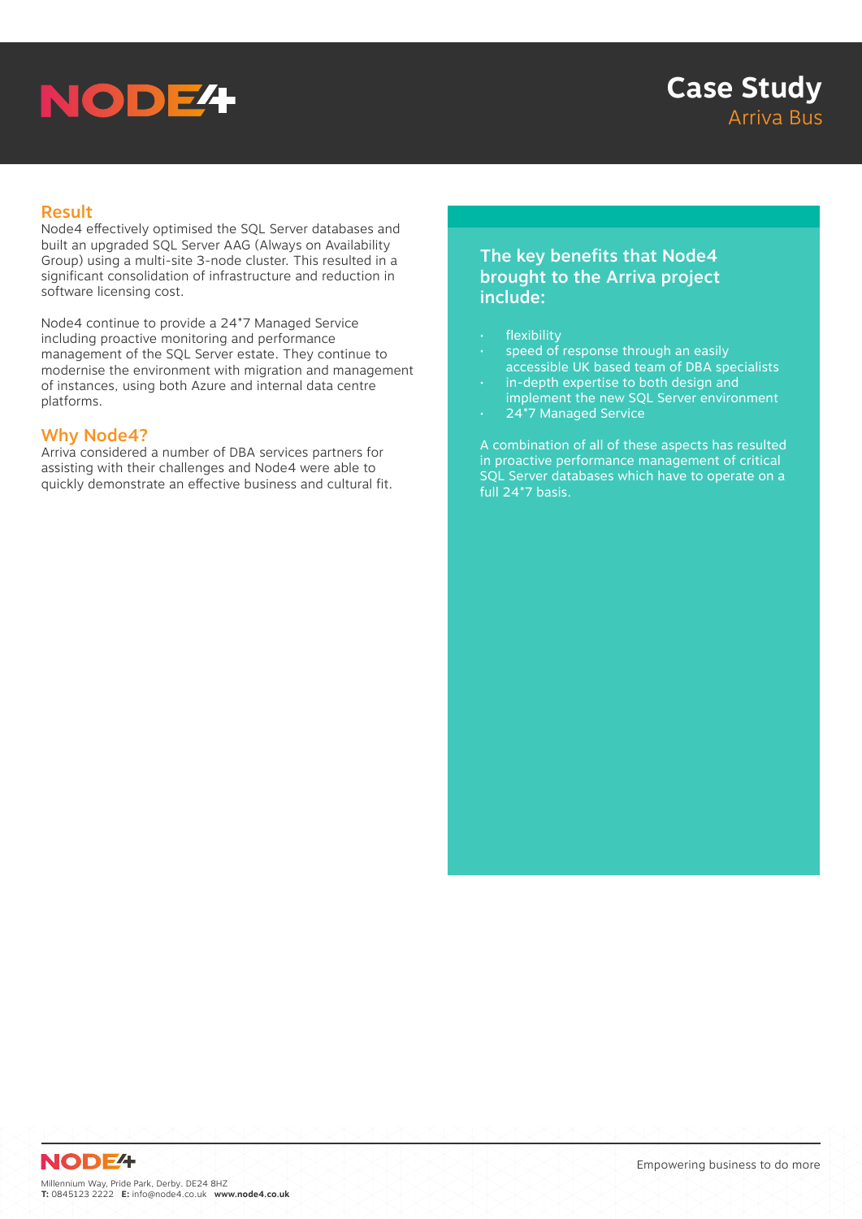# Case Study

## Arriva Bus

### Result

Node4 effectively optimised the SQL Server databases and built an upgraded SQL Server AAG (Always on Availability Group) using a multi-site 3-node cluster. This resulted in a significant consolidation of infrastructure and reduction in software licensing cost.

Node4 continue to provide a 24*7 Managed Service including proactive monitoring and performance management of the SQL Server estate. They continue to modernise the environment with migration and management of instances, using both Azure and internal data centre platforms.

### Why Node4?

Arriva considered a number of DBA services partners for assisting with their challenges and Node4 were able to quickly demonstrate an effective business and cultural fit.

### The key benefits that Node4 brought to the Arriva project include:

- flexibility
- speed of response through an easily accessible UK based team of DBA specialists
- in-depth expertise to both design and implement the new SQL Server environment
- 24*7 Managed Service

A combination of all of these aspects has resulted in proactive performance management of critical SQL Server databases which have to operate on a full 24*7 basis.

Millennium Way, Pride Park, Derby, DE24 8HZ
**T:** 0845123 2222 **E:** info@node4.co.uk **www.node4.co.uk**

Empowering business to do more